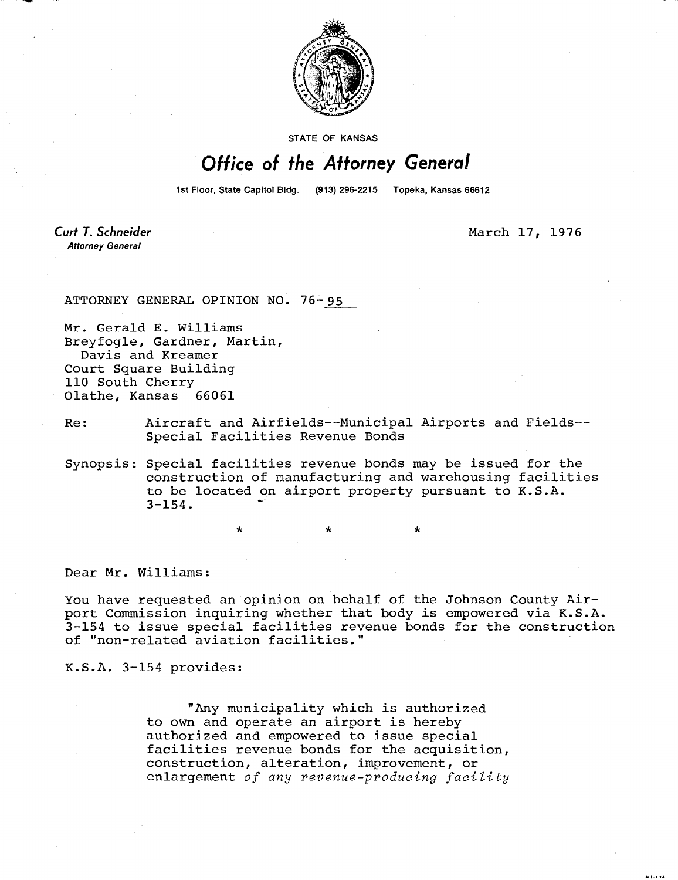STATE OF KANSAS

# Office of the Attorney General

1st Floor, State Capitol Bldg. (913) 296-2215 Topeka, Kansas 66612

**Curt T. Schneider**
*Attorney General*

March 17, 1976

ATTORNEY GENERAL OPINION NO. 76-95

Mr. Gerald E. Williams
Breyfogle, Gardner, Martin,
Davis and Kreamer
Court Square Building
110 South Cherry
Olathe, Kansas 66061

Re: Aircraft and Airfields--Municipal Airports and Fields--Special Facilities Revenue Bonds

Synopsis: Special facilities revenue bonds may be issued for the construction of manufacturing and warehousing facilities to be located on airport property pursuant to K.S.A. 3-154.

\* \* \*

Dear Mr. Williams:

You have requested an opinion on behalf of the Johnson County Airport Commission inquiring whether that body is empowered via K.S.A. 3-154 to issue special facilities revenue bonds for the construction of "non-related aviation facilities."

K.S.A. 3-154 provides:

> "Any municipality which is authorized to own and operate an airport is hereby authorized and empowered to issue special facilities revenue bonds for the acquisition, construction, alteration, improvement, or enlargement *of any revenue-producing facility*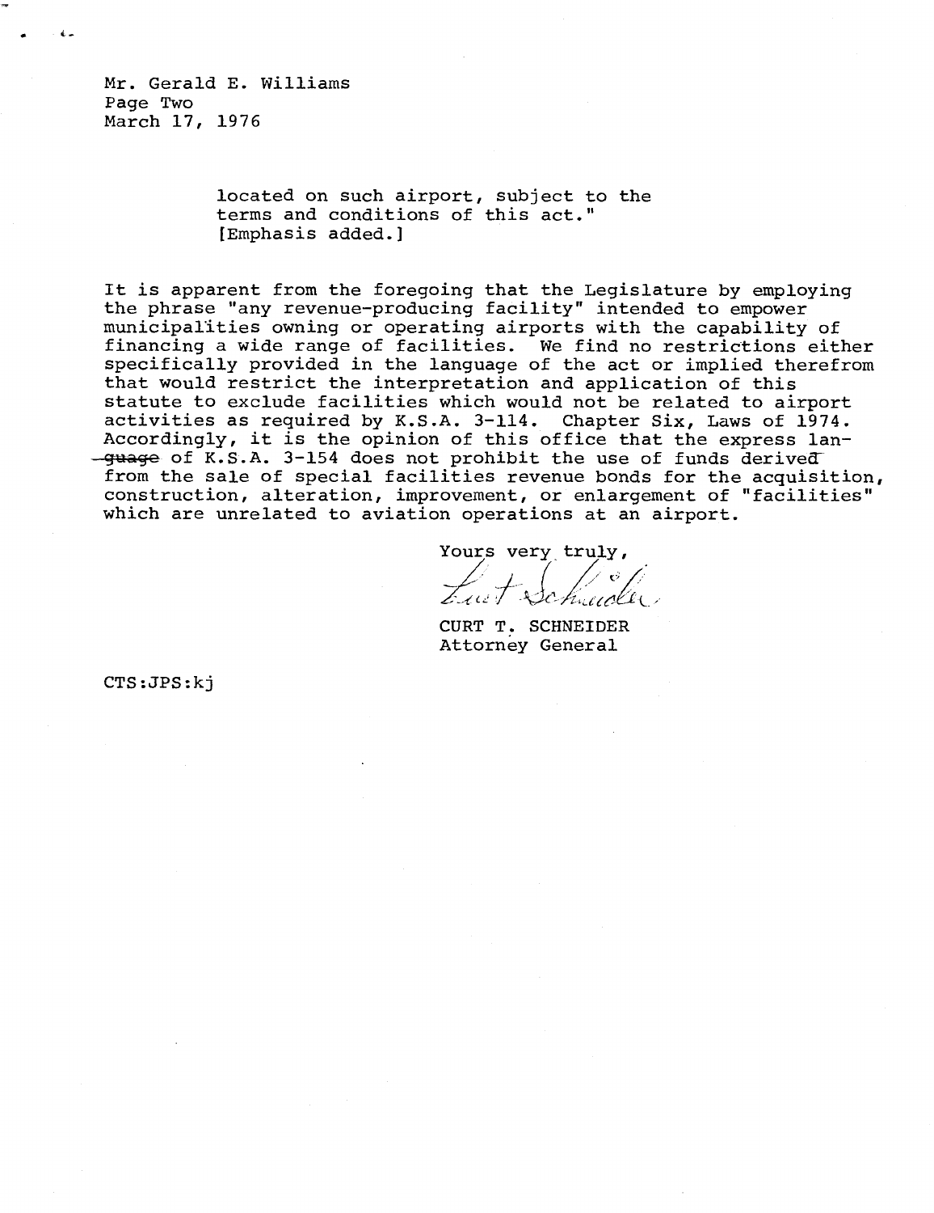Mr. Gerald E. Williams
Page Two
March 17, 1976

> located on such airport, subject to the terms and conditions of this act." [Emphasis added.]

It is apparent from the foregoing that the Legislature by employing the phrase "any revenue-producing facility" intended to empower municipalities owning or operating airports with the capability of financing a wide range of facilities. We find no restrictions either specifically provided in the language of the act or implied therefrom that would restrict the interpretation and application of this statute to exclude facilities which would not be related to airport activities as required by K.S.A. 3-114. Chapter Six, Laws of 1974. Accordingly, it is the opinion of this office that the express language of K.S.A. 3-154 does not prohibit the use of funds derived from the sale of special facilities revenue bonds for the acquisition, construction, alteration, improvement, or enlargement of "facilities" which are unrelated to aviation operations at an airport.

Yours very truly,

CURT T. SCHNEIDER
Attorney General

CTS:JPS:kj